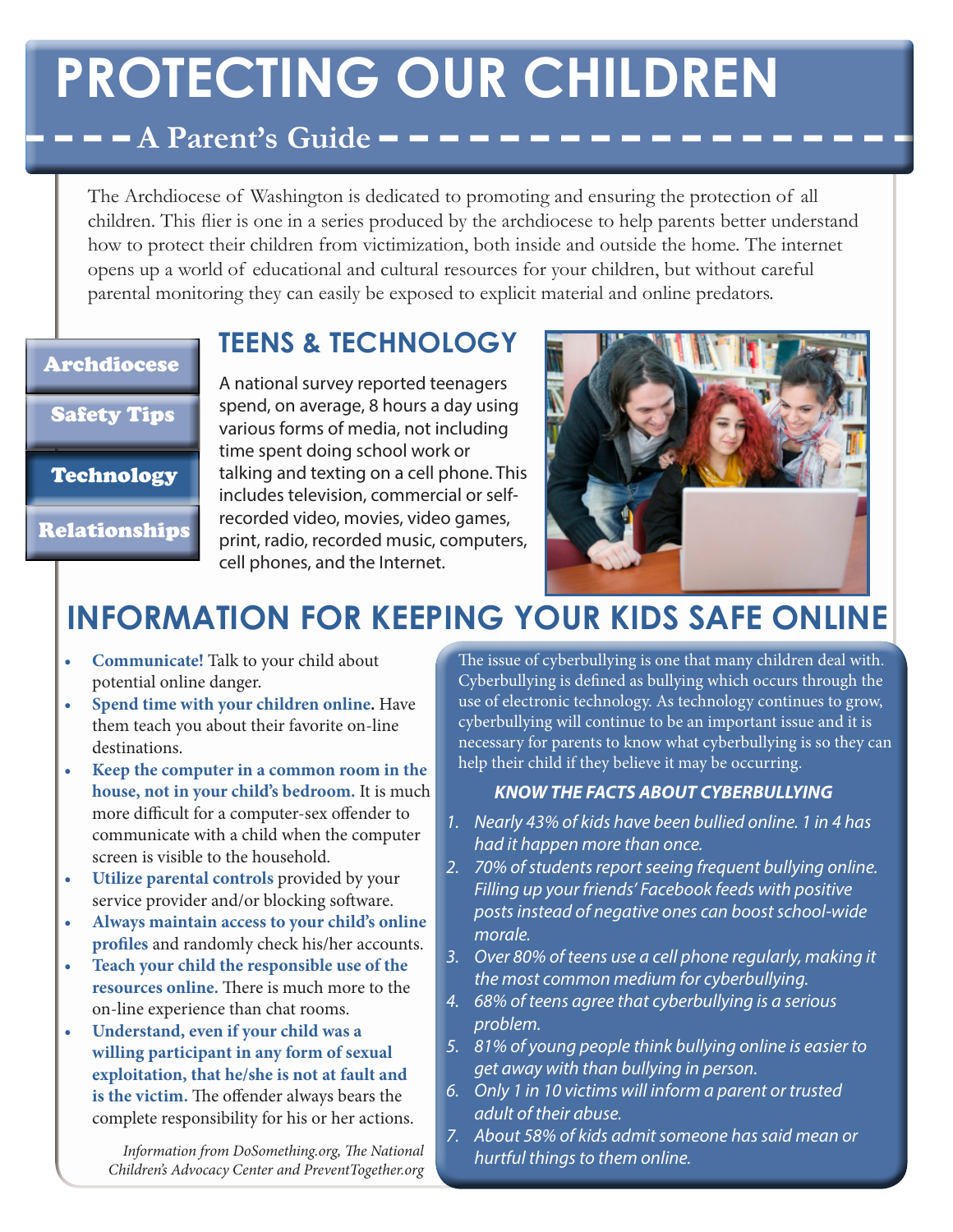# PROTECTING OUR CHILDREN

## A Parent's Guide

The Archdiocese of Washington is dedicated to promoting and ensuring the protection of all children. This flier is one in a series produced by the archdiocese to help parents better understand how to protect their children from victimization, both inside and outside the home. The internet opens up a world of educational and cultural resources for your children, but without careful parental monitoring they can easily be exposed to explicit material and online predators.

- Archdiocese
- Safety Tips
- Technology
- Relationships

## TEENS & TECHNOLOGY

A national survey reported teenagers spend, on average, 8 hours a day using various forms of media, not including time spent doing school work or talking and texting on a cell phone. This includes television, commercial or self-recorded video, movies, video games, print, radio, recorded music, computers, cell phones, and the Internet.

## INFORMATION FOR KEEPING YOUR KIDS SAFE ONLINE

- **Communicate!** Talk to your child about potential online danger.
- **Spend time with your children online.** Have them teach you about their favorite on-line destinations.
- **Keep the computer in a common room in the house, not in your child's bedroom.** It is much more difficult for a computer-sex offender to communicate with a child when the computer screen is visible to the household.
- **Utilize parental controls** provided by your service provider and/or blocking software.
- **Always maintain access to your child's online profiles** and randomly check his/her accounts.
- **Teach your child the responsible use of the resources online.** There is much more to the on-line experience than chat rooms.
- **Understand, even if your child was a willing participant in any form of sexual exploitation, that he/she is not at fault and is the victim.** The offender always bears the complete responsibility for his or her actions.

*Information from DoSomething.org, The National Children's Advocacy Center and PreventTogether.org*

The issue of cyberbullying is one that many children deal with. Cyberbullying is defined as bullying which occurs through the use of electronic technology. As technology continues to grow, cyberbullying will continue to be an important issue and it is necessary for parents to know what cyberbullying is so they can help their child if they believe it may be occurring.

### *KNOW THE FACTS ABOUT CYBERBULLYING*

1. *Nearly 43% of kids have been bullied online. 1 in 4 has had it happen more than once.*
2. *70% of students report seeing frequent bullying online. Filling up your friends' Facebook feeds with positive posts instead of negative ones can boost school-wide morale.*
3. *Over 80% of teens use a cell phone regularly, making it the most common medium for cyberbullying.*
4. *68% of teens agree that cyberbullying is a serious problem.*
5. *81% of young people think bullying online is easier to get away with than bullying in person.*
6. *Only 1 in 10 victims will inform a parent or trusted adult of their abuse.*
7. *About 58% of kids admit someone has said mean or hurtful things to them online.*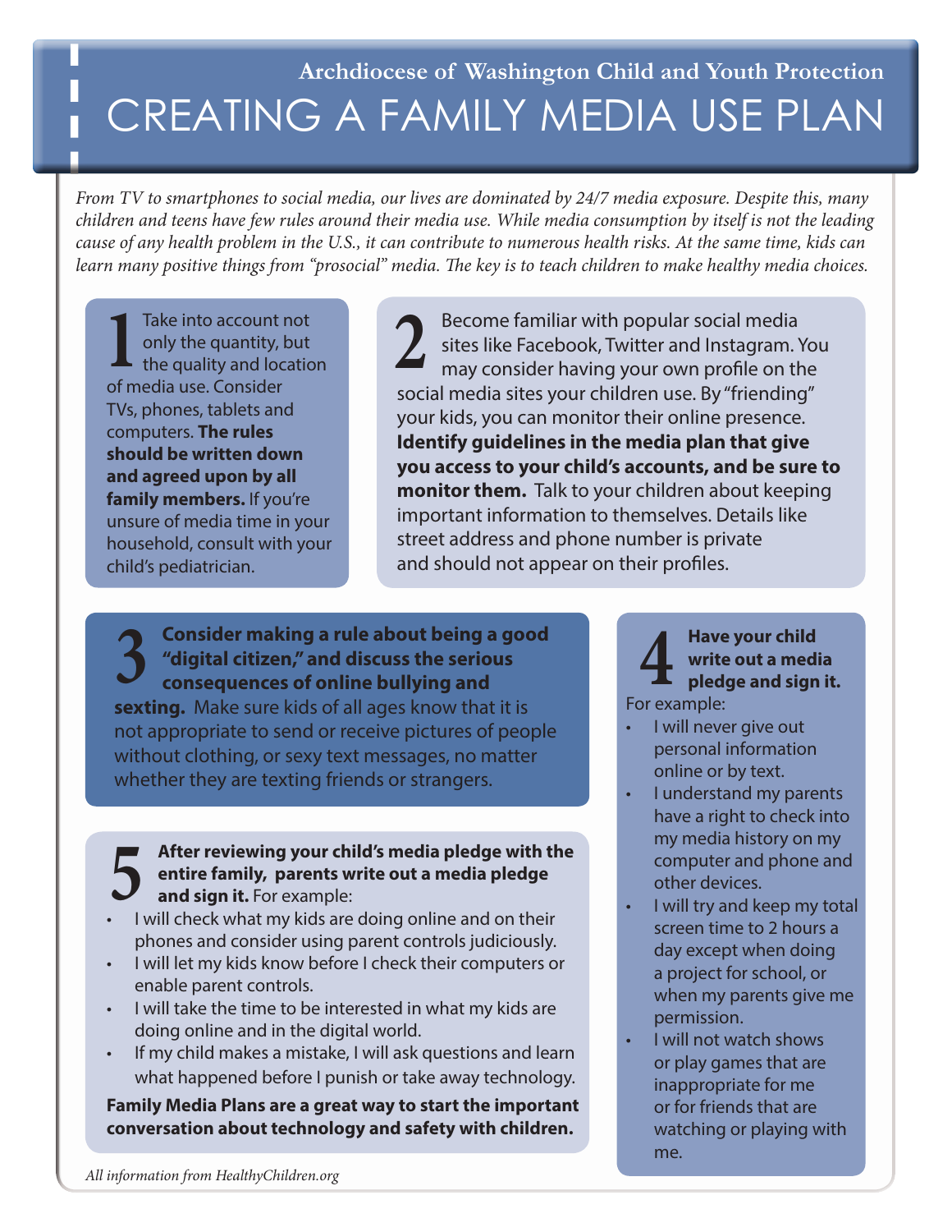Archdiocese of Washington Child and Youth Protection

# CREATING A FAMILY MEDIA USE PLAN

*From TV to smartphones to social media, our lives are dominated by 24/7 media exposure. Despite this, many children and teens have few rules around their media use. While media consumption by itself is not the leading cause of any health problem in the U.S., it can contribute to numerous health risks. At the same time, kids can learn many positive things from "prosocial" media. The key is to teach children to make healthy media choices.*

**1** Take into account not only the quantity, but the quality and location of media use. Consider TVs, phones, tablets and computers. **The rules should be written down and agreed upon by all family members.** If you're unsure of media time in your household, consult with your child's pediatrician.

**2** Become familiar with popular social media sites like Facebook, Twitter and Instagram. You may consider having your own profile on the social media sites your children use. By "friending" your kids, you can monitor their online presence. **Identify guidelines in the media plan that give you access to your child's accounts, and be sure to monitor them.** Talk to your children about keeping important information to themselves. Details like street address and phone number is private and should not appear on their profiles.

**3** **Consider making a rule about being a good "digital citizen," and discuss the serious consequences of online bullying and sexting.** Make sure kids of all ages know that it is not appropriate to send or receive pictures of people without clothing, or sexy text messages, no matter whether they are texting friends or strangers.

**4** **Have your child write out a media pledge and sign it.** For example:

- I will never give out personal information online or by text.
- I understand my parents have a right to check into my media history on my computer and phone and other devices.
- I will try and keep my total screen time to 2 hours a day except when doing a project for school, or when my parents give me permission.
- I will not watch shows or play games that are inappropriate for me or for friends that are watching or playing with me.

**5** **After reviewing your child's media pledge with the entire family, parents write out a media pledge and sign it.** For example:

- I will check what my kids are doing online and on their phones and consider using parent controls judiciously.
- I will let my kids know before I check their computers or enable parent controls.
- I will take the time to be interested in what my kids are doing online and in the digital world.
- If my child makes a mistake, I will ask questions and learn what happened before I punish or take away technology.

**Family Media Plans are a great way to start the important conversation about technology and safety with children.**

*All information from HealthyChildren.org*